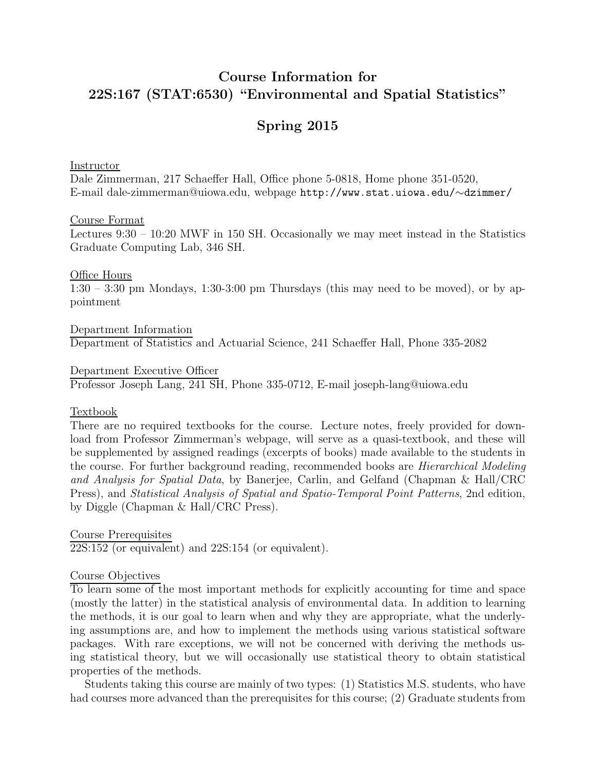# Course Information for 22S:167 (STAT:6530) "Environmental and Spatial Statistics"

## Spring 2015

Instructor

Dale Zimmerman, 217 Schaeffer Hall, Office phone 5-0818, Home phone 351-0520, E-mail dale-zimmerman@uiowa.edu, webpage http://www.stat.uiowa.edu/∼dzimmer/

Course Format

Lectures 9:30 – 10:20 MWF in 150 SH. Occasionally we may meet instead in the Statistics Graduate Computing Lab, 346 SH.

Office Hours

1:30 – 3:30 pm Mondays, 1:30-3:00 pm Thursdays (this may need to be moved), or by appointment

Department Information

Department of Statistics and Actuarial Science, 241 Schaeffer Hall, Phone 335-2082

Department Executive Officer

Professor Joseph Lang, 241 SH, Phone 335-0712, E-mail joseph-lang@uiowa.edu

Textbook

There are no required textbooks for the course. Lecture notes, freely provided for download from Professor Zimmerman's webpage, will serve as a quasi-textbook, and these will be supplemented by assigned readings (excerpts of books) made available to the students in the course. For further background reading, recommended books are *Hierarchical Modeling and Analysis for Spatial Data*, by Banerjee, Carlin, and Gelfand (Chapman & Hall/CRC Press), and *Statistical Analysis of Spatial and Spatio-Temporal Point Patterns*, 2nd edition, by Diggle (Chapman & Hall/CRC Press).

Course Prerequisites

22S:152 (or equivalent) and 22S:154 (or equivalent).

Course Objectives

To learn some of the most important methods for explicitly accounting for time and space (mostly the latter) in the statistical analysis of environmental data. In addition to learning the methods, it is our goal to learn when and why they are appropriate, what the underlying assumptions are, and how to implement the methods using various statistical software packages. With rare exceptions, we will not be concerned with deriving the methods using statistical theory, but we will occasionally use statistical theory to obtain statistical properties of the methods.

Students taking this course are mainly of two types: (1) Statistics M.S. students, who have had courses more advanced than the prerequisites for this course; (2) Graduate students from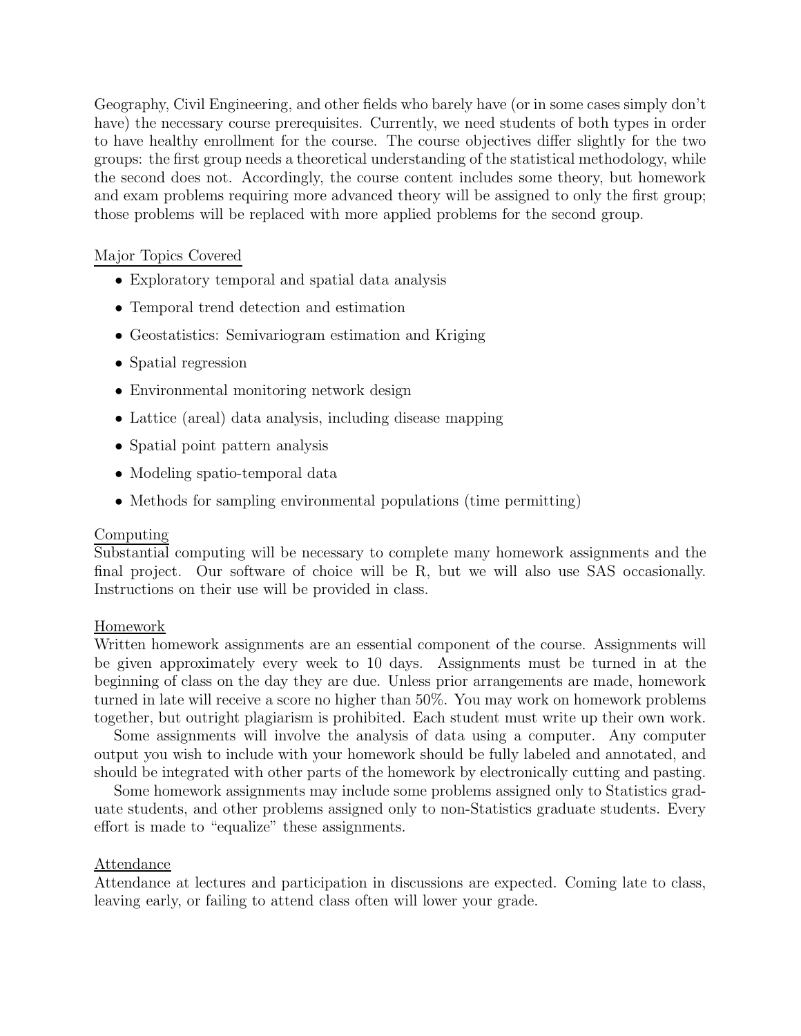Geography, Civil Engineering, and other fields who barely have (or in some cases simply don't have) the necessary course prerequisites. Currently, we need students of both types in order to have healthy enrollment for the course. The course objectives differ slightly for the two groups: the first group needs a theoretical understanding of the statistical methodology, while the second does not. Accordingly, the course content includes some theory, but homework and exam problems requiring more advanced theory will be assigned to only the first group; those problems will be replaced with more applied problems for the second group.

## Major Topics Covered

- Exploratory temporal and spatial data analysis
- Temporal trend detection and estimation
- Geostatistics: Semivariogram estimation and Kriging
- Spatial regression
- Environmental monitoring network design
- Lattice (areal) data analysis, including disease mapping
- Spatial point pattern analysis
- Modeling spatio-temporal data
- Methods for sampling environmental populations (time permitting)

## Computing

Substantial computing will be necessary to complete many homework assignments and the final project. Our software of choice will be R, but we will also use SAS occasionally. Instructions on their use will be provided in class.

## Homework

Written homework assignments are an essential component of the course. Assignments will be given approximately every week to 10 days. Assignments must be turned in at the beginning of class on the day they are due. Unless prior arrangements are made, homework turned in late will receive a score no higher than 50%. You may work on homework problems together, but outright plagiarism is prohibited. Each student must write up their own work.

Some assignments will involve the analysis of data using a computer. Any computer output you wish to include with your homework should be fully labeled and annotated, and should be integrated with other parts of the homework by electronically cutting and pasting.

Some homework assignments may include some problems assigned only to Statistics graduate students, and other problems assigned only to non-Statistics graduate students. Every effort is made to "equalize" these assignments.

## Attendance

Attendance at lectures and participation in discussions are expected. Coming late to class, leaving early, or failing to attend class often will lower your grade.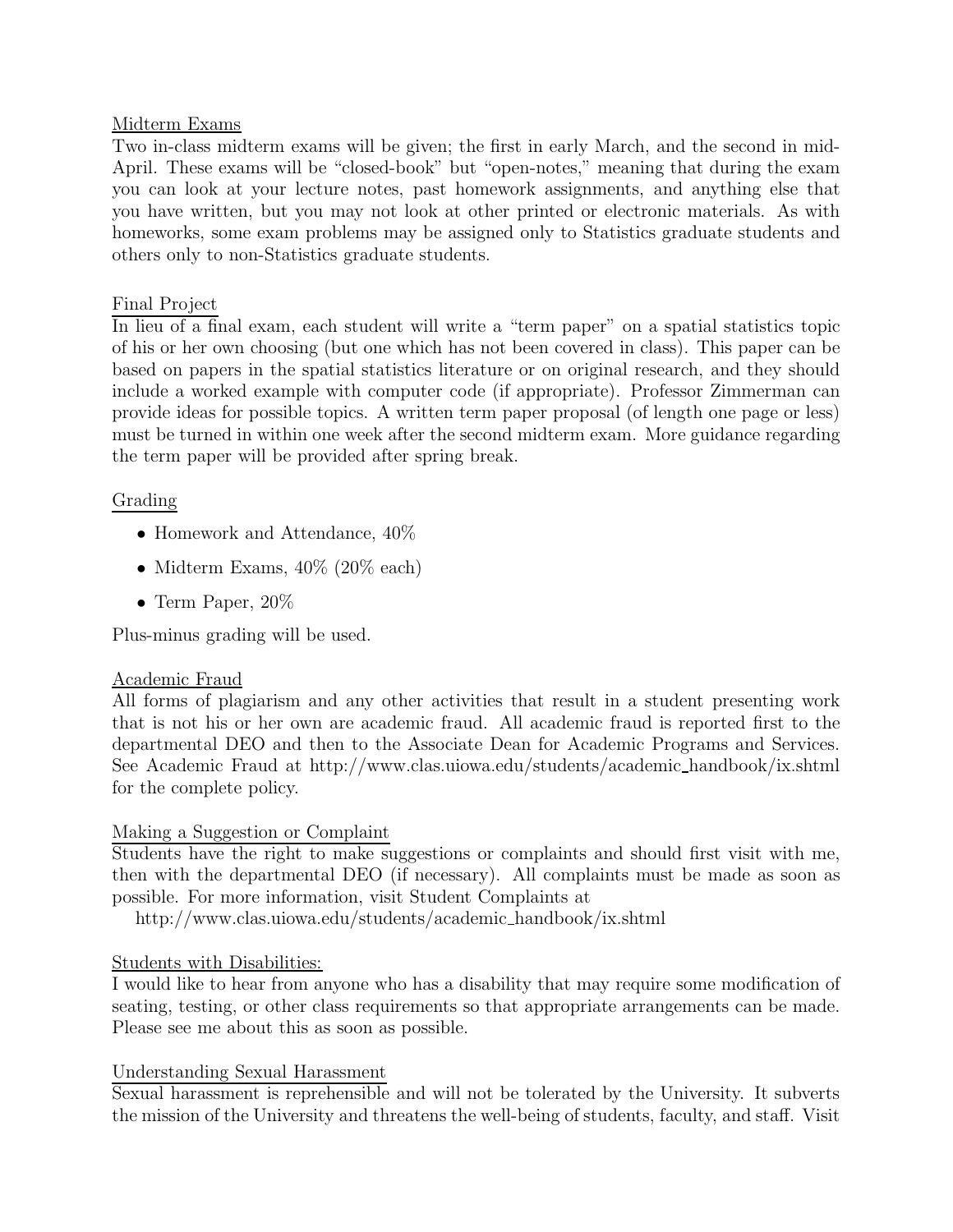## Midterm Exams

Two in-class midterm exams will be given; the first in early March, and the second in mid-April. These exams will be "closed-book" but "open-notes," meaning that during the exam you can look at your lecture notes, past homework assignments, and anything else that you have written, but you may not look at other printed or electronic materials. As with homeworks, some exam problems may be assigned only to Statistics graduate students and others only to non-Statistics graduate students.

## Final Project

In lieu of a final exam, each student will write a "term paper" on a spatial statistics topic of his or her own choosing (but one which has not been covered in class). This paper can be based on papers in the spatial statistics literature or on original research, and they should include a worked example with computer code (if appropriate). Professor Zimmerman can provide ideas for possible topics. A written term paper proposal (of length one page or less) must be turned in within one week after the second midterm exam. More guidance regarding the term paper will be provided after spring break.

## Grading

- Homework and Attendance, 40%
- Midterm Exams, 40% (20% each)
- Term Paper, 20%

Plus-minus grading will be used.

## Academic Fraud

All forms of plagiarism and any other activities that result in a student presenting work that is not his or her own are academic fraud. All academic fraud is reported first to the departmental DEO and then to the Associate Dean for Academic Programs and Services. See Academic Fraud at http://www.clas.uiowa.edu/students/academic_handbook/ix.shtml for the complete policy.

## Making a Suggestion or Complaint

Students have the right to make suggestions or complaints and should first visit with me, then with the departmental DEO (if necessary). All complaints must be made as soon as possible. For more information, visit Student Complaints at

http://www.clas.uiowa.edu/students/academic_handbook/ix.shtml

## Students with Disabilities:

I would like to hear from anyone who has a disability that may require some modification of seating, testing, or other class requirements so that appropriate arrangements can be made. Please see me about this as soon as possible.

## Understanding Sexual Harassment

Sexual harassment is reprehensible and will not be tolerated by the University. It subverts the mission of the University and threatens the well-being of students, faculty, and staff. Visit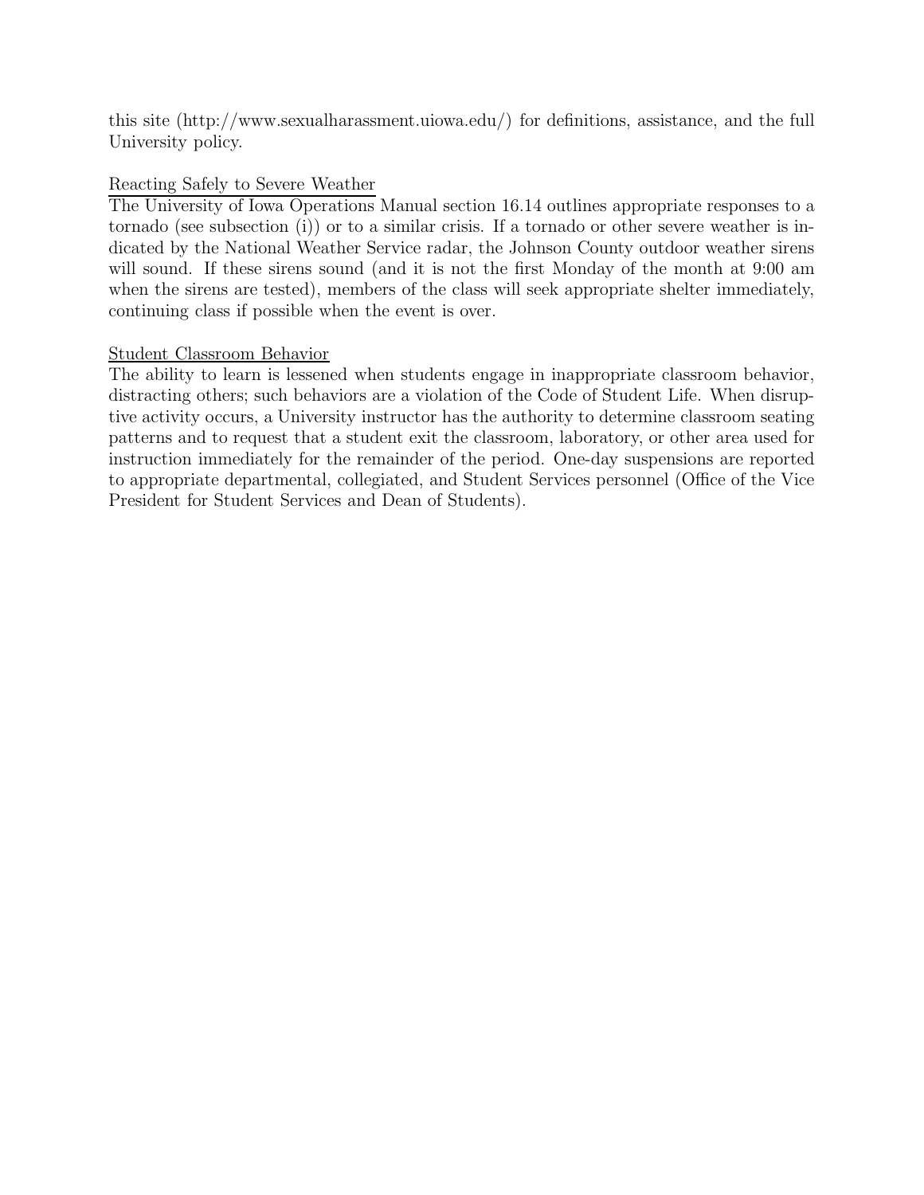this site (http://www.sexualharassment.uiowa.edu/) for definitions, assistance, and the full University policy.

Reacting Safely to Severe Weather

The University of Iowa Operations Manual section 16.14 outlines appropriate responses to a tornado (see subsection (i)) or to a similar crisis. If a tornado or other severe weather is indicated by the National Weather Service radar, the Johnson County outdoor weather sirens will sound. If these sirens sound (and it is not the first Monday of the month at 9:00 am when the sirens are tested), members of the class will seek appropriate shelter immediately, continuing class if possible when the event is over.

Student Classroom Behavior

The ability to learn is lessened when students engage in inappropriate classroom behavior, distracting others; such behaviors are a violation of the Code of Student Life. When disruptive activity occurs, a University instructor has the authority to determine classroom seating patterns and to request that a student exit the classroom, laboratory, or other area used for instruction immediately for the remainder of the period. One-day suspensions are reported to appropriate departmental, collegiated, and Student Services personnel (Office of the Vice President for Student Services and Dean of Students).